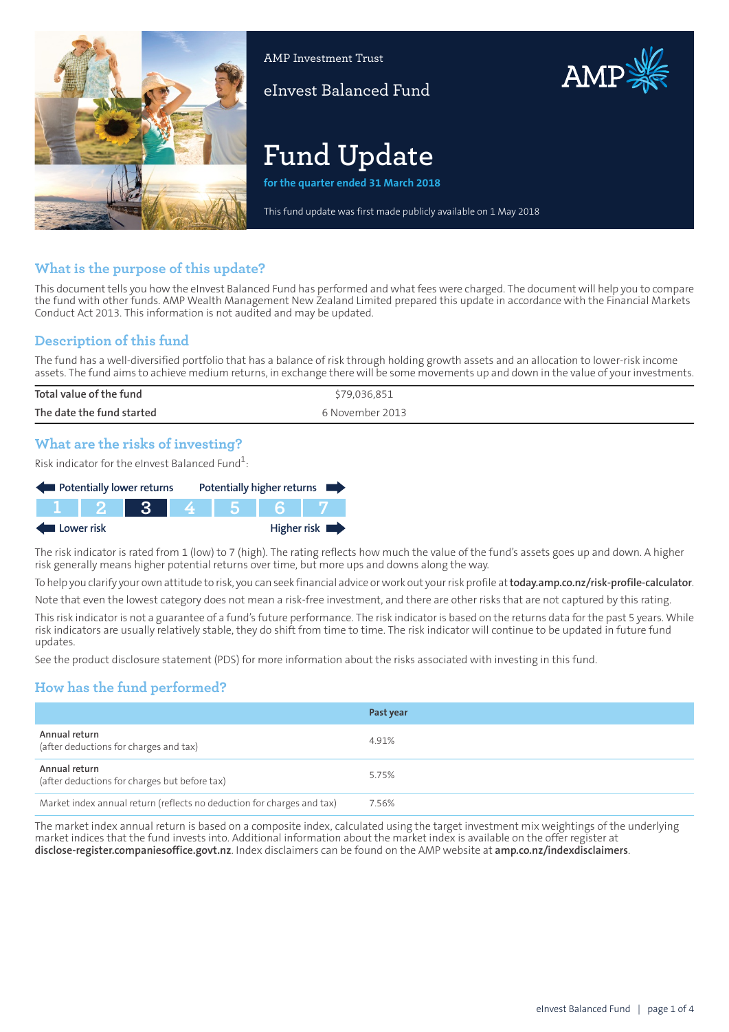AMP Investment Trust

eInvest Balanced Fund

# Fund Update

**for the quarter ended 31 March 2018**

This fund update was first made publicly available on 1 May 2018

## What is the purpose of this update?

This document tells you how the eInvest Balanced Fund has performed and what fees were charged. The document will help you to compare the fund with other funds. AMP Wealth Management New Zealand Limited prepared this update in accordance with the Financial Markets Conduct Act 2013. This information is not audited and may be updated.

## Description of this fund

The fund has a well-diversified portfolio that has a balance of risk through holding growth assets and an allocation to lower-risk income assets. The fund aims to achieve medium returns, in exchange there will be some movements up and down in the value of your investments.

| | |
|---|---|
| **Total value of the fund** | $79,036,851 |
| **The date the fund started** | 6 November 2013 |

## What are the risks of investing?

Risk indicator for the eInvest Balanced Fund[1]:

Potentially lower returns ← → Potentially higher returns

| 1 | 2 | **3** | 4 | 5 | 6 | 7 |
|---|---|---|---|---|---|---|

Lower risk ← → Higher risk

The risk indicator is rated from 1 (low) to 7 (high). The rating reflects how much the value of the fund's assets goes up and down. A higher risk generally means higher potential returns over time, but more ups and downs along the way.

To help you clarify your own attitude to risk, you can seek financial advice or work out your risk profile at **today.amp.co.nz/risk-profile-calculator**.

Note that even the lowest category does not mean a risk-free investment, and there are other risks that are not captured by this rating.

This risk indicator is not a guarantee of a fund's future performance. The risk indicator is based on the returns data for the past 5 years. While risk indicators are usually relatively stable, they do shift from time to time. The risk indicator will continue to be updated in future fund updates.

See the product disclosure statement (PDS) for more information about the risks associated with investing in this fund.

## How has the fund performed?

| | Past year |
|---|---|
| **Annual return**<br>(after deductions for charges and tax) | 4.91% |
| **Annual return**<br>(after deductions for charges but before tax) | 5.75% |
| Market index annual return (reflects no deduction for charges and tax) | 7.56% |

The market index annual return is based on a composite index, calculated using the target investment mix weightings of the underlying market indices that the fund invests into. Additional information about the market index is available on the offer register at **disclose-register.companiesoffice.govt.nz**. Index disclaimers can be found on the AMP website at **amp.co.nz/indexdisclaimers**.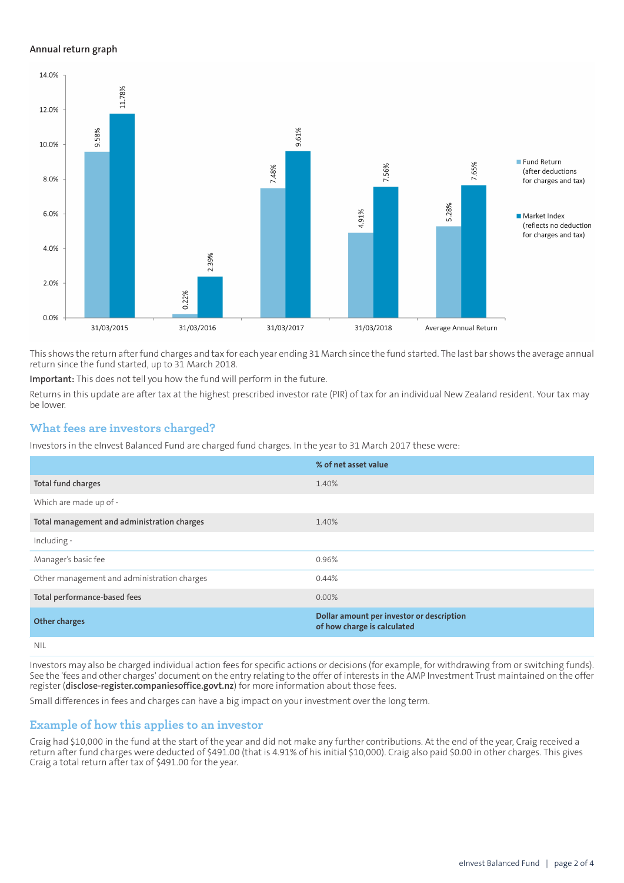### Annual return graph

| | Fund Return (after deductions for charges and tax) | Market Index (reflects no deduction for charges and tax) |
|---|---|---|
| 31/03/2015 | 9.58% | 11.78% |
| 31/03/2016 | 0.22% | 2.39% |
| 31/03/2017 | 7.48% | 9.61% |
| 31/03/2018 | 4.91% | 7.56% |
| Average Annual Return | 5.28% | 7.65% |

This shows the return after fund charges and tax for each year ending 31 March since the fund started. The last bar shows the average annual return since the fund started, up to 31 March 2018.

**Important:** This does not tell you how the fund will perform in the future.

Returns in this update are after tax at the highest prescribed investor rate (PIR) of tax for an individual New Zealand resident. Your tax may be lower.

## What fees are investors charged?

Investors in the eInvest Balanced Fund are charged fund charges. In the year to 31 March 2017 these were:

| | % of net asset value |
|---|---|
| **Total fund charges** | 1.40% |
| Which are made up of - | |
| **Total management and administration charges** | 1.40% |
| Including - | |
| Manager's basic fee | 0.96% |
| Other management and administration charges | 0.44% |
| **Total performance-based fees** | 0.00% |
| **Other charges** | **Dollar amount per investor or description of how charge is calculated** |
| NIL | |

Investors may also be charged individual action fees for specific actions or decisions (for example, for withdrawing from or switching funds). See the 'fees and other charges' document on the entry relating to the offer of interests in the AMP Investment Trust maintained on the offer register (**disclose-register.companiesoffice.govt.nz**) for more information about those fees.

Small differences in fees and charges can have a big impact on your investment over the long term.

## Example of how this applies to an investor

Craig had $10,000 in the fund at the start of the year and did not make any further contributions. At the end of the year, Craig received a return after fund charges were deducted of $491.00 (that is 4.91% of his initial $10,000). Craig also paid $0.00 in other charges. This gives Craig a total return after tax of $491.00 for the year.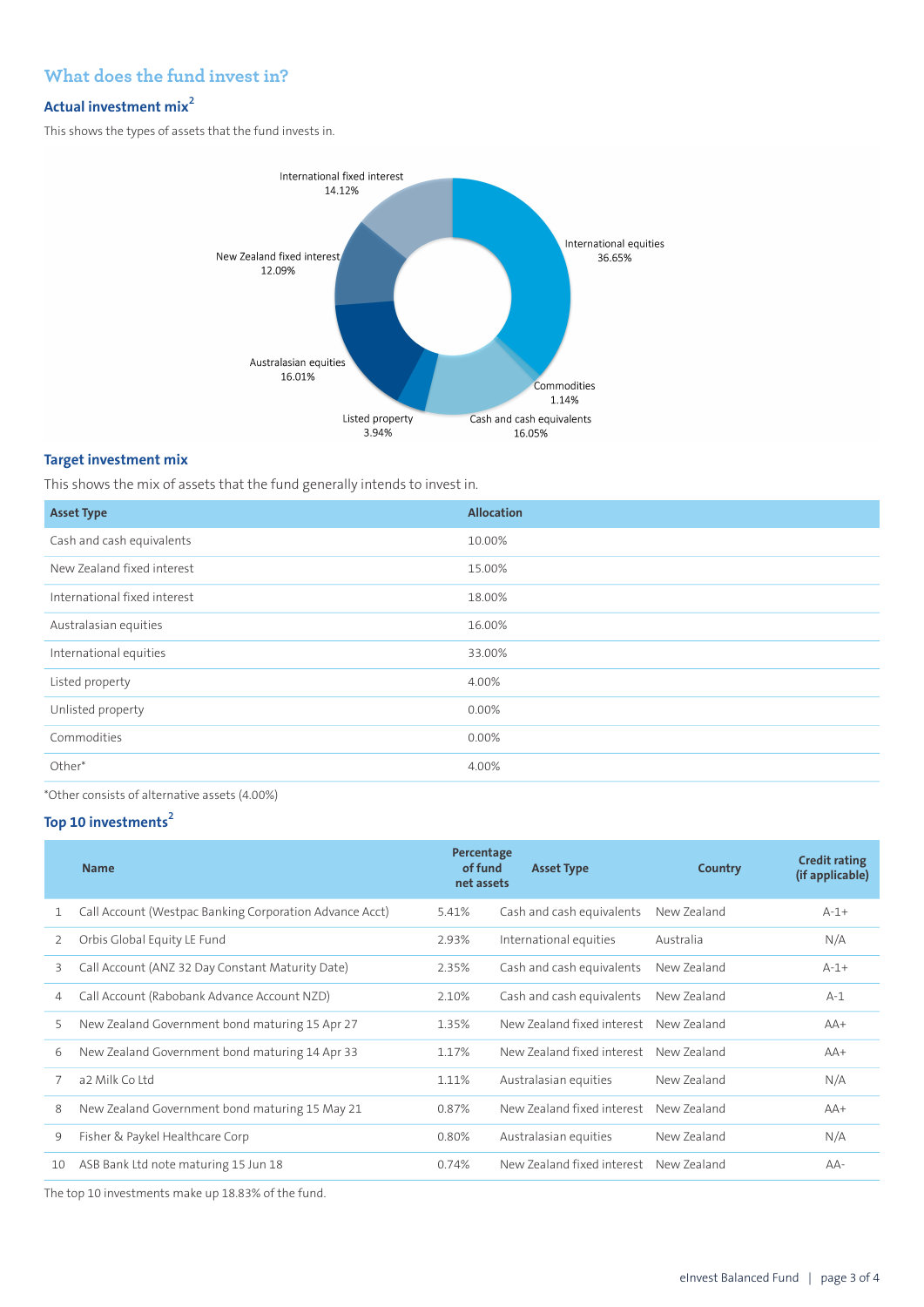## What does the fund invest in?

### Actual investment mix[2]

This shows the types of assets that the fund invests in.

International equities 36.65%

Commodities 1.14%

Cash and cash equivalents 16.05%

Listed property 3.94%

Australasian equities 16.01%

New Zealand fixed interest 12.09%

International fixed interest 14.12%

### Target investment mix

This shows the mix of assets that the fund generally intends to invest in.

| Asset Type | Allocation |
|---|---|
| Cash and cash equivalents | 10.00% |
| New Zealand fixed interest | 15.00% |
| International fixed interest | 18.00% |
| Australasian equities | 16.00% |
| International equities | 33.00% |
| Listed property | 4.00% |
| Unlisted property | 0.00% |
| Commodities | 0.00% |
| Other* | 4.00% |

*Other consists of alternative assets (4.00%)

### Top 10 investments[2]

| | Name | Percentage of fund net assets | Asset Type | Country | Credit rating (if applicable) |
|---|---|---|---|---|---|
| 1 | Call Account (Westpac Banking Corporation Advance Acct) | 5.41% | Cash and cash equivalents | New Zealand | A-1+ |
| 2 | Orbis Global Equity LE Fund | 2.93% | International equities | Australia | N/A |
| 3 | Call Account (ANZ 32 Day Constant Maturity Date) | 2.35% | Cash and cash equivalents | New Zealand | A-1+ |
| 4 | Call Account (Rabobank Advance Account NZD) | 2.10% | Cash and cash equivalents | New Zealand | A-1 |
| 5 | New Zealand Government bond maturing 15 Apr 27 | 1.35% | New Zealand fixed interest | New Zealand | AA+ |
| 6 | New Zealand Government bond maturing 14 Apr 33 | 1.17% | New Zealand fixed interest | New Zealand | AA+ |
| 7 | a2 Milk Co Ltd | 1.11% | Australasian equities | New Zealand | N/A |
| 8 | New Zealand Government bond maturing 15 May 21 | 0.87% | New Zealand fixed interest | New Zealand | AA+ |
| 9 | Fisher & Paykel Healthcare Corp | 0.80% | Australasian equities | New Zealand | N/A |
| 10 | ASB Bank Ltd note maturing 15 Jun 18 | 0.74% | New Zealand fixed interest | New Zealand | AA- |

The top 10 investments make up 18.83% of the fund.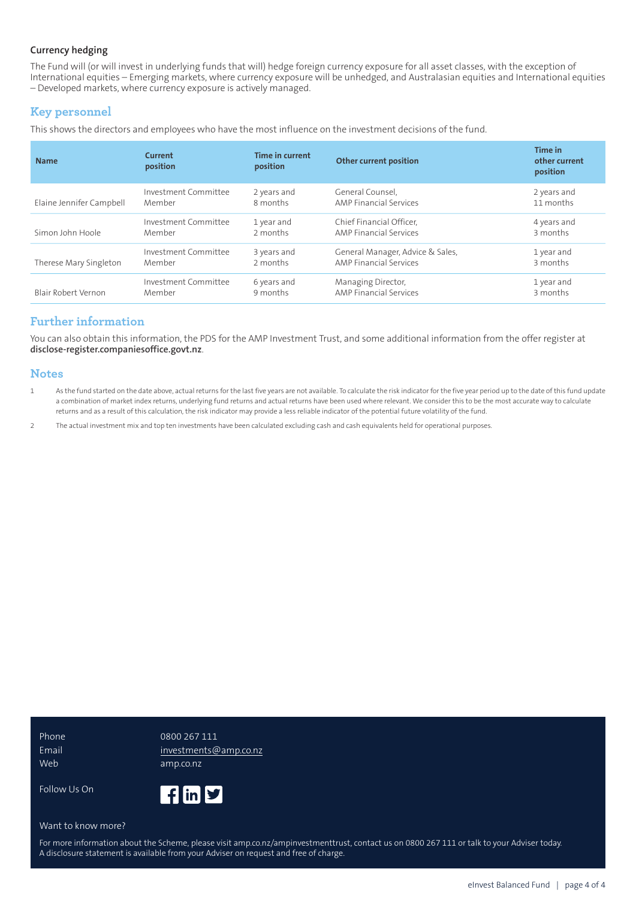### Currency hedging

The Fund will (or will invest in underlying funds that will) hedge foreign currency exposure for all asset classes, with the exception of International equities – Emerging markets, where currency exposure will be unhedged, and Australasian equities and International equities – Developed markets, where currency exposure is actively managed.

## Key personnel

This shows the directors and employees who have the most influence on the investment decisions of the fund.

| Name | Current position | Time in current position | Other current position | Time in other current position |
|---|---|---|---|---|
| Elaine Jennifer Campbell | Investment Committee Member | 2 years and 8 months | General Counsel, AMP Financial Services | 2 years and 11 months |
| Simon John Hoole | Investment Committee Member | 1 year and 2 months | Chief Financial Officer, AMP Financial Services | 4 years and 3 months |
| Therese Mary Singleton | Investment Committee Member | 3 years and 2 months | General Manager, Advice & Sales, AMP Financial Services | 1 year and 3 months |
| Blair Robert Vernon | Investment Committee Member | 6 years and 9 months | Managing Director, AMP Financial Services | 1 year and 3 months |

## Further information

You can also obtain this information, the PDS for the AMP Investment Trust, and some additional information from the offer register at **disclose-register.companiesoffice.govt.nz**.

## Notes

1. As the fund started on the date above, actual returns for the last five years are not available. To calculate the risk indicator for the five year period up to the date of this fund update a combination of market index returns, underlying fund returns and actual returns have been used where relevant. We consider this to be the most accurate way to calculate returns and as a result of this calculation, the risk indicator may provide a less reliable indicator of the potential future volatility of the fund.
2. The actual investment mix and top ten investments have been calculated excluding cash and cash equivalents held for operational purposes.

Phone 0800 267 111
Email investments@amp.co.nz
Web amp.co.nz

Follow Us On

Want to know more?

For more information about the Scheme, please visit amp.co.nz/ampinvestmenttrust, contact us on 0800 267 111 or talk to your Adviser today. A disclosure statement is available from your Adviser on request and free of charge.